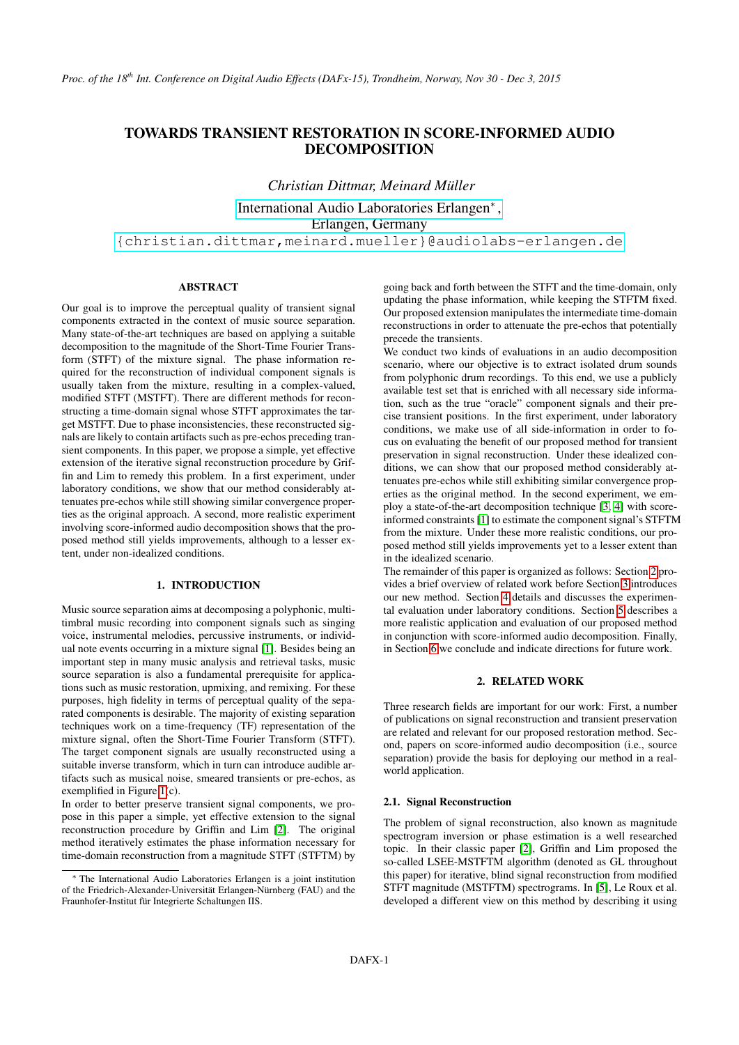# TOWARDS TRANSIENT RESTORATION IN SCORE-INFORMED AUDIO DECOMPOSITION

*Christian Dittmar, Meinard Müller*

International Audio Laboratories Erlangen*,
Erlangen, Germany
{christian.dittmar,meinard.mueller}@audiolabs-erlangen.de

## ABSTRACT

Our goal is to improve the perceptual quality of transient signal components extracted in the context of music source separation. Many state-of-the-art techniques are based on applying a suitable decomposition to the magnitude of the Short-Time Fourier Transform (STFT) of the mixture signal. The phase information required for the reconstruction of individual component signals is usually taken from the mixture, resulting in a complex-valued, modified STFT (MSTFT). There are different methods for reconstructing a time-domain signal whose STFT approximates the target MSTFT. Due to phase inconsistencies, these reconstructed signals are likely to contain artifacts such as pre-echos preceding transient components. In this paper, we propose a simple, yet effective extension of the iterative signal reconstruction procedure by Griffin and Lim to remedy this problem. In a first experiment, under laboratory conditions, we show that our method considerably attenuates pre-echos while still showing similar convergence properties as the original approach. A second, more realistic experiment involving score-informed audio decomposition shows that the proposed method still yields improvements, although to a lesser extent, under non-idealized conditions.

## 1. INTRODUCTION

Music source separation aims at decomposing a polyphonic, multi-timbral music recording into component signals such as singing voice, instrumental melodies, percussive instruments, or individual note events occurring in a mixture signal [1]. Besides being an important step in many music analysis and retrieval tasks, music source separation is also a fundamental prerequisite for applications such as music restoration, upmixing, and remixing. For these purposes, high fidelity in terms of perceptual quality of the separated components is desirable. The majority of existing separation techniques work on a time-frequency (TF) representation of the mixture signal, often the Short-Time Fourier Transform (STFT). The target component signals are usually reconstructed using a suitable inverse transform, which in turn can introduce audible artifacts such as musical noise, smeared transients or pre-echos, as exemplified in Figure 1(c).

In order to better preserve transient signal components, we propose in this paper a simple, yet effective extension to the signal reconstruction procedure by Griffin and Lim [2]. The original method iteratively estimates the phase information necessary for time-domain reconstruction from a magnitude STFT (STFTM) by going back and forth between the STFT and the time-domain, only updating the phase information, while keeping the STFTM fixed. Our proposed extension manipulates the intermediate time-domain reconstructions in order to attenuate the pre-echos that potentially precede the transients.

We conduct two kinds of evaluations in an audio decomposition scenario, where our objective is to extract isolated drum sounds from polyphonic drum recordings. To this end, we use a publicly available test set that is enriched with all necessary side information, such as the true "oracle" component signals and their precise transient positions. In the first experiment, under laboratory conditions, we make use of all side-information in order to focus on evaluating the benefit of our proposed method for transient preservation in signal reconstruction. Under these idealized conditions, we can show that our proposed method considerably attenuates pre-echos while still exhibiting similar convergence properties as the original method. In the second experiment, we employ a state-of-the-art decomposition technique [3, 4] with score-informed constraints [1] to estimate the component signal's STFTM from the mixture. Under these more realistic conditions, our proposed method still yields improvements yet to a lesser extent than in the idealized scenario.

The remainder of this paper is organized as follows: Section 2 provides a brief overview of related work before Section 3 introduces our new method. Section 4 details and discusses the experimental evaluation under laboratory conditions. Section 5 describes a more realistic application and evaluation of our proposed method in conjunction with score-informed audio decomposition. Finally, in Section 6 we conclude and indicate directions for future work.

## 2. RELATED WORK

Three research fields are important for our work: First, a number of publications on signal reconstruction and transient preservation are related and relevant for our proposed restoration method. Second, papers on score-informed audio decomposition (i.e., source separation) provide the basis for deploying our method in a real-world application.

### 2.1. Signal Reconstruction

The problem of signal reconstruction, also known as magnitude spectrogram inversion or phase estimation is a well researched topic. In their classic paper [2], Griffin and Lim proposed the so-called LSEE-MSTFTM algorithm (denoted as GL throughout this paper) for iterative, blind signal reconstruction from modified STFT magnitude (MSTFTM) spectrograms. In [5], Le Roux et al. developed a different view on this method by describing it using

---

* The International Audio Laboratories Erlangen is a joint institution of the Friedrich-Alexander-Universität Erlangen-Nürnberg (FAU) and the Fraunhofer-Institut für Integrierte Schaltungen IIS.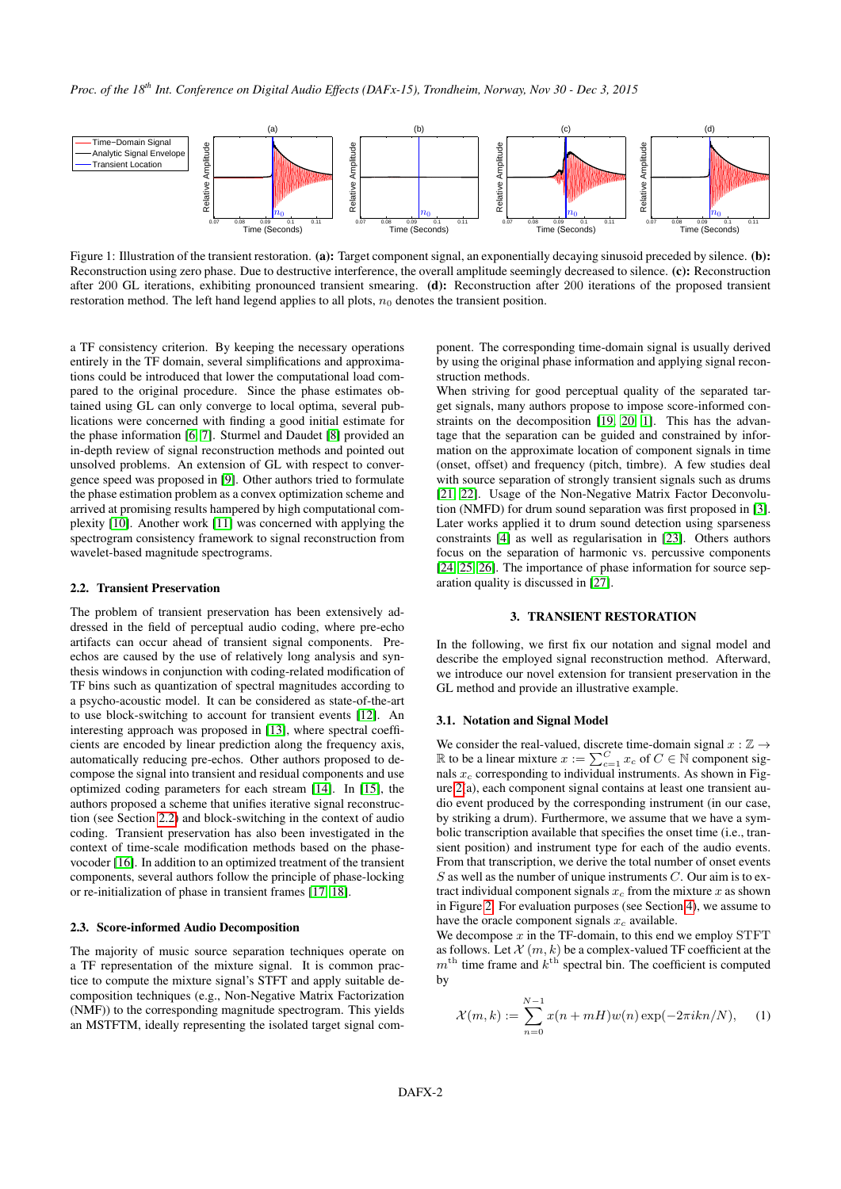Figure 1: Illustration of the transient restoration. **(a):** Target component signal, an exponentially decaying sinusoid preceded by silence. **(b):** Reconstruction using zero phase. Due to destructive interference, the overall amplitude seemingly decreased to silence. **(c):** Reconstruction after 200 GL iterations, exhibiting pronounced transient smearing. **(d):** Reconstruction after 200 iterations of the proposed transient restoration method. The left hand legend applies to all plots, $n_0$ denotes the transient position.

a TF consistency criterion. By keeping the necessary operations entirely in the TF domain, several simplifications and approximations could be introduced that lower the computational load compared to the original procedure. Since the phase estimates obtained using GL can only converge to local optima, several publications were concerned with finding a good initial estimate for the phase information [6, 7]. Sturmel and Daudet [8] provided an in-depth review of signal reconstruction methods and pointed out unsolved problems. An extension of GL with respect to convergence speed was proposed in [9]. Other authors tried to formulate the phase estimation problem as a convex optimization scheme and arrived at promising results hampered by high computational complexity [10]. Another work [11] was concerned with applying the spectrogram consistency framework to signal reconstruction from wavelet-based magnitude spectrograms.

### 2.2. Transient Preservation

The problem of transient preservation has been extensively addressed in the field of perceptual audio coding, where pre-echo artifacts can occur ahead of transient signal components. Pre-echos are caused by the use of relatively long analysis and synthesis windows in conjunction with coding-related modification of TF bins such as quantization of spectral magnitudes according to a psycho-acoustic model. It can be considered as state-of-the-art to use block-switching to account for transient events [12]. An interesting approach was proposed in [13], where spectral coefficients are encoded by linear prediction along the frequency axis, automatically reducing pre-echos. Other authors proposed to decompose the signal into transient and residual components and use optimized coding parameters for each stream [14]. In [15], the authors proposed a scheme that unifies iterative signal reconstruction (see Section 2.2) and block-switching in the context of audio coding. Transient preservation has also been investigated in the context of time-scale modification methods based on the phase-vocoder [16]. In addition to an optimized treatment of the transient components, several authors follow the principle of phase-locking or re-initialization of phase in transient frames [17, 18].

### 2.3. Score-informed Audio Decomposition

The majority of music source separation techniques operate on a TF representation of the mixture signal. It is common practice to compute the mixture signal's STFT and apply suitable decomposition techniques (e.g., Non-Negative Matrix Factorization (NMF)) to the corresponding magnitude spectrogram. This yields an MSTFTM, ideally representing the isolated target signal component. The corresponding time-domain signal is usually derived by using the original phase information and applying signal reconstruction methods.

When striving for good perceptual quality of the separated target signals, many authors propose to impose score-informed constraints on the decomposition [19, 20, 1]. This has the advantage that the separation can be guided and constrained by information on the approximate location of component signals in time (onset, offset) and frequency (pitch, timbre). A few studies deal with source separation of strongly transient signals such as drums [21, 22]. Usage of the Non-Negative Matrix Factor Deconvolution (NMFD) for drum sound separation was first proposed in [3]. Later works applied it to drum sound detection using sparseness constraints [4] as well as regularisation in [23]. Others authors focus on the separation of harmonic vs. percussive components [24, 25, 26]. The importance of phase information for source separation quality is discussed in [27].

## 3. TRANSIENT RESTORATION

In the following, we first fix our notation and signal model and describe the employed signal reconstruction method. Afterward, we introduce our novel extension for transient preservation in the GL method and provide an illustrative example.

### 3.1. Notation and Signal Model

We consider the real-valued, discrete time-domain signal $x : \mathbb{Z} \to \mathbb{R}$ to be a linear mixture $x := \sum_{c=1}^{C} x_c$ of $C \in \mathbb{N}$ component signals $x_c$ corresponding to individual instruments. As shown in Figure 2(a), each component signal contains at least one transient audio event produced by the corresponding instrument (in our case, by striking a drum). Furthermore, we assume that we have a symbolic transcription available that specifies the onset time (i.e., transient position) and instrument type for each of the audio events. From that transcription, we derive the total number of onset events $S$ as well as the number of unique instruments $C$. Our aim is to extract individual component signals $x_c$ from the mixture $x$ as shown in Figure 2. For evaluation purposes (see Section 4), we assume to have the oracle component signals $x_c$ available.

We decompose $x$ in the TF-domain, to this end we employ STFT as follows. Let $\mathcal{X}(m, k)$ be a complex-valued TF coefficient at the $m^{\text{th}}$ time frame and $k^{\text{th}}$ spectral bin. The coefficient is computed by

$$\mathcal{X}(m, k) := \sum_{n=0}^{N-1} x(n + mH)w(n) \exp(-2\pi ikn/N), \tag{1}$$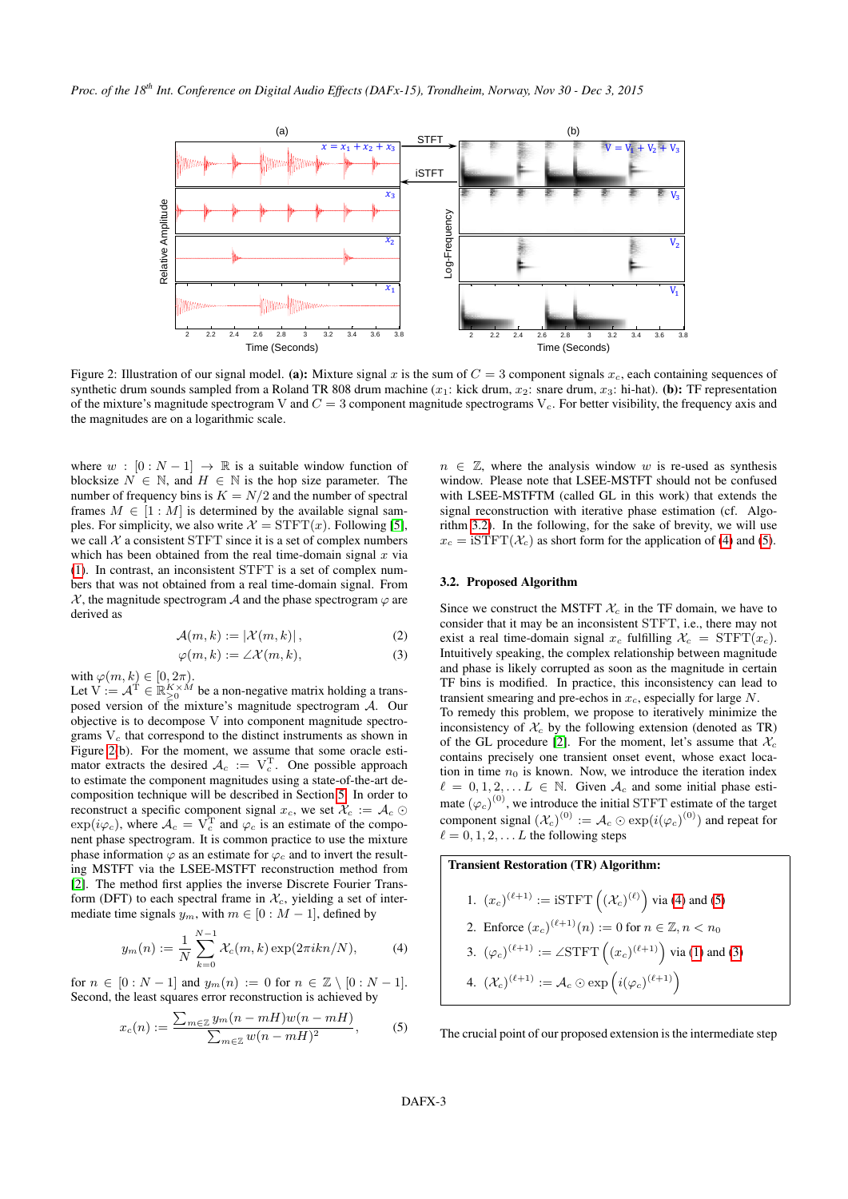Figure 2: Illustration of our signal model. **(a):** Mixture signal $x$ is the sum of $C = 3$ component signals $x_c$, each containing sequences of synthetic drum sounds sampled from a Roland TR 808 drum machine ($x_1$: kick drum, $x_2$: snare drum, $x_3$: hi-hat). **(b):** TF representation of the mixture's magnitude spectrogram $\mathrm{V}$ and $C = 3$ component magnitude spectrograms $\mathrm{V}_c$. For better visibility, the frequency axis and the magnitudes are on a logarithmic scale.

where $w : [0 : N-1] \to \mathbb{R}$ is a suitable window function of blocksize $N \in \mathbb{N}$, and $H \in \mathbb{N}$ is the hop size parameter. The number of frequency bins is $K = N/2$ and the number of spectral frames $M \in [1 : M]$ is determined by the available signal samples. For simplicity, we also write $\mathcal{X} = \mathrm{STFT}(x)$. Following [5], we call $\mathcal{X}$ a consistent STFT since it is a set of complex numbers which has been obtained from the real time-domain signal $x$ via (1). In contrast, an inconsistent STFT is a set of complex numbers that was not obtained from a real time-domain signal. From $\mathcal{X}$, the magnitude spectrogram $\mathcal{A}$ and the phase spectrogram $\varphi$ are derived as

$$\mathcal{A}(m,k) := |\mathcal{X}(m,k)|, \tag{2}$$

$$\varphi(m,k) := \angle\mathcal{X}(m,k), \tag{3}$$

with $\varphi(m,k) \in [0, 2\pi)$.
Let $\mathrm{V} := \mathcal{A}^{\mathrm{T}} \in \mathbb{R}_{\geq 0}^{K \times M}$ be a non-negative matrix holding a transposed version of the mixture's magnitude spectrogram $\mathcal{A}$. Our objective is to decompose $\mathrm{V}$ into component magnitude spectrograms $\mathrm{V}_c$ that correspond to the distinct instruments as shown in Figure 2(b). For the moment, we assume that some oracle estimator extracts the desired $\mathcal{A}_c := \mathrm{V}_c^{\mathrm{T}}$. One possible approach to estimate the component magnitudes using a state-of-the-art decomposition technique will be described in Section 5. In order to reconstruct a specific component signal $x_c$, we set $\mathcal{X}_c := \mathcal{A}_c \odot \exp(i\varphi_c)$, where $\mathcal{A}_c = \mathrm{V}_c^{\mathrm{T}}$ and $\varphi_c$ is an estimate of the component phase spectrogram. It is common practice to use the mixture phase information $\varphi$ as an estimate for $\varphi_c$ and to invert the resulting MSTFT via the LSEE-MSTFT reconstruction method from [2]. The method first applies the inverse Discrete Fourier Transform (DFT) to each spectral frame in $\mathcal{X}_c$, yielding a set of intermediate time signals $y_m$, with $m \in [0 : M-1]$, defined by

$$y_m(n) := \frac{1}{N} \sum_{k=0}^{N-1} \mathcal{X}_c(m,k) \exp(2\pi i k n / N), \tag{4}$$

for $n \in [0 : N-1]$ and $y_m(n) := 0$ for $n \in \mathbb{Z} \setminus [0 : N-1]$. Second, the least squares error reconstruction is achieved by

$$x_c(n) := \frac{\sum_{m \in \mathbb{Z}} y_m(n - mH) w(n - mH)}{\sum_{m \in \mathbb{Z}} w(n - mH)^2}, \tag{5}$$

$n \in \mathbb{Z}$, where the analysis window $w$ is re-used as synthesis window. Please note that LSEE-MSTFT should not be confused with LSEE-MSTFTM (called GL in this work) that extends the signal reconstruction with iterative phase estimation (cf. Algorithm 3.2). In the following, for the sake of brevity, we will use $x_c = \mathrm{iSTFT}(\mathcal{X}_c)$ as short form for the application of (4) and (5).

### 3.2. Proposed Algorithm

Since we construct the MSTFT $\mathcal{X}_c$ in the TF domain, we have to consider that it may be an inconsistent STFT, i.e., there may not exist a real time-domain signal $x_c$ fulfilling $\mathcal{X}_c = \mathrm{STFT}(x_c)$. Intuitively speaking, the complex relationship between magnitude and phase is likely corrupted as soon as the magnitude in certain TF bins is modified. In practice, this inconsistency can lead to transient smearing and pre-echos in $x_c$, especially for large $N$.
To remedy this problem, we propose to iteratively minimize the inconsistency of $\mathcal{X}_c$ by the following extension (denoted as TR) of the GL procedure [2]. For the moment, let's assume that $\mathcal{X}_c$ contains precisely one transient onset event, whose exact location in time $n_0$ is known. Now, we introduce the iteration index $\ell = 0, 1, 2, \ldots L \in \mathbb{N}$. Given $\mathcal{A}_c$ and some initial phase estimate $(\varphi_c)^{(0)}$, we introduce the initial STFT estimate of the target component signal $(\mathcal{X}_c)^{(0)} := \mathcal{A}_c \odot \exp(i(\varphi_c)^{(0)})$ and repeat for $\ell = 0, 1, 2, \ldots L$ the following steps

**Transient Restoration (TR) Algorithm:**

1. $(x_c)^{(\ell+1)} := \mathrm{iSTFT}\left((\mathcal{X}_c)^{(\ell)}\right)$ via (4) and (5)
2. Enforce $(x_c)^{(\ell+1)}(n) := 0$ for $n \in \mathbb{Z}, n < n_0$
3. $(\varphi_c)^{(\ell+1)} := \angle\mathrm{STFT}\left((x_c)^{(\ell+1)}\right)$ via (1) and (3)
4. $(\mathcal{X}_c)^{(\ell+1)} := \mathcal{A}_c \odot \exp\left(i(\varphi_c)^{(\ell+1)}\right)$

The crucial point of our proposed extension is the intermediate step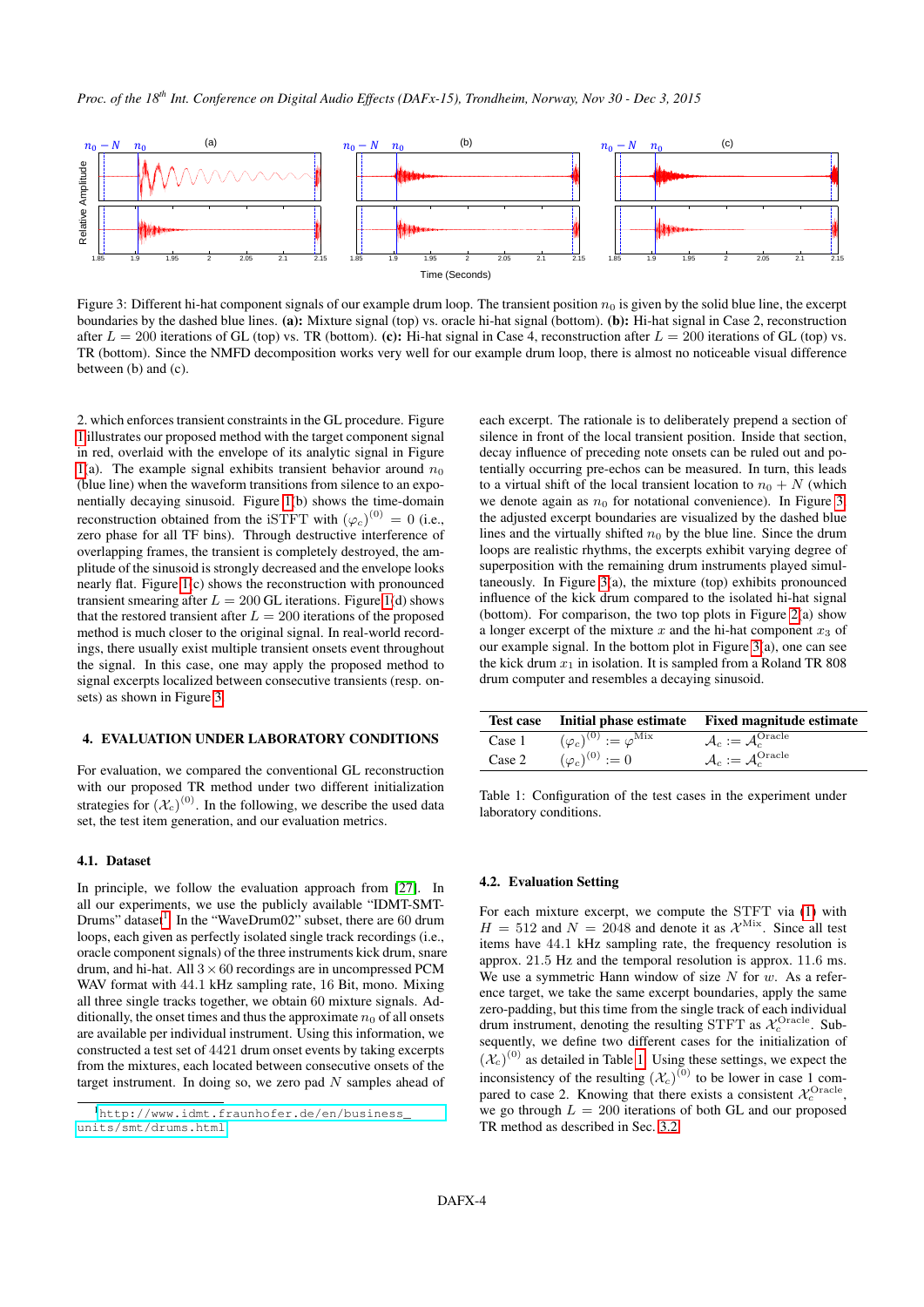Figure 3: Different hi-hat component signals of our example drum loop. The transient position $n_0$ is given by the solid blue line, the excerpt boundaries by the dashed blue lines. **(a):** Mixture signal (top) vs. oracle hi-hat signal (bottom). **(b):** Hi-hat signal in Case 2, reconstruction after $L = 200$ iterations of GL (top) vs. TR (bottom). **(c):** Hi-hat signal in Case 4, reconstruction after $L = 200$ iterations of GL (top) vs. TR (bottom). Since the NMFD decomposition works very well for our example drum loop, there is almost no noticeable visual difference between (b) and (c).

2. which enforces transient constraints in the GL procedure. Figure 1 illustrates our proposed method with the target component signal in red, overlaid with the envelope of its analytic signal in Figure 1(a). The example signal exhibits transient behavior around $n_0$ (blue line) when the waveform transitions from silence to an exponentially decaying sinusoid. Figure 1(b) shows the time-domain reconstruction obtained from the iSTFT with $(\varphi_c)^{(0)} = 0$ (i.e., zero phase for all TF bins). Through destructive interference of overlapping frames, the transient is completely destroyed, the amplitude of the sinusoid is strongly decreased and the envelope looks nearly flat. Figure 1(c) shows the reconstruction with pronounced transient smearing after $L = 200$ GL iterations. Figure 1(d) shows that the restored transient after $L = 200$ iterations of the proposed method is much closer to the original signal. In real-world recordings, there usually exist multiple transient onsets event throughout the signal. In this case, one may apply the proposed method to signal excerpts localized between consecutive transients (resp. onsets) as shown in Figure 3.

## 4. EVALUATION UNDER LABORATORY CONDITIONS

For evaluation, we compared the conventional GL reconstruction with our proposed TR method under two different initialization strategies for $(\mathcal{X}_c)^{(0)}$. In the following, we describe the used data set, the test item generation, and our evaluation metrics.

### 4.1. Dataset

In principle, we follow the evaluation approach from [27]. In all our experiments, we use the publicly available "IDMT-SMT-Drums" dataset[1]. In the "WaveDrum02" subset, there are 60 drum loops, each given as perfectly isolated single track recordings (i.e., oracle component signals) of the three instruments kick drum, snare drum, and hi-hat. All $3 \times 60$ recordings are in uncompressed PCM WAV format with 44.1 kHz sampling rate, 16 Bit, mono. Mixing all three single tracks together, we obtain 60 mixture signals. Additionally, the onset times and thus the approximate $n_0$ of all onsets are available per individual instrument. Using this information, we constructed a test set of 4421 drum onset events by taking excerpts from the mixtures, each located between consecutive onsets of the target instrument. In doing so, we zero pad $N$ samples ahead of each excerpt. The rationale is to deliberately prepend a section of silence in front of the local transient position. Inside that section, decay influence of preceding note onsets can be ruled out and potentially occurring pre-echos can be measured. In turn, this leads to a virtual shift of the local transient location to $n_0 + N$ (which we denote again as $n_0$ for notational convenience). In Figure 3 the adjusted excerpt boundaries are visualized by the dashed blue lines and the virtually shifted $n_0$ by the blue line. Since the drum loops are realistic rhythms, the excerpts exhibit varying degree of superposition with the remaining drum instruments played simultaneously. In Figure 3(a), the mixture (top) exhibits pronounced influence of the kick drum compared to the isolated hi-hat signal (bottom). For comparison, the two top plots in Figure 2(a) show a longer excerpt of the mixture $x$ and the hi-hat component $x_3$ of our example signal. In the bottom plot in Figure 3(a), one can see the kick drum $x_1$ in isolation. It is sampled from a Roland TR 808 drum computer and resembles a decaying sinusoid.

[1] http://www.idmt.fraunhofer.de/en/business_units/smt/drums.html

| Test case | Initial phase estimate | Fixed magnitude estimate |
|---|---|---|
| Case 1 | $(\varphi_c)^{(0)} := \varphi^{\text{Mix}}$ | $\mathcal{A}_c := \mathcal{A}_c^{\text{Oracle}}$ |
| Case 2 | $(\varphi_c)^{(0)} := 0$ | $\mathcal{A}_c := \mathcal{A}_c^{\text{Oracle}}$ |

Table 1: Configuration of the test cases in the experiment under laboratory conditions.

### 4.2. Evaluation Setting

For each mixture excerpt, we compute the STFT via (1) with $H = 512$ and $N = 2048$ and denote it as $\mathcal{X}^{\text{Mix}}$. Since all test items have 44.1 kHz sampling rate, the frequency resolution is approx. 21.5 Hz and the temporal resolution is approx. 11.6 ms. We use a symmetric Hann window of size $N$ for $w$. As a reference target, we take the same excerpt boundaries, apply the same zero-padding, but this time from the single track of each individual drum instrument, denoting the resulting STFT as $\mathcal{X}_c^{\text{Oracle}}$. Subsequently, we define two different cases for the initialization of $(\mathcal{X}_c)^{(0)}$ as detailed in Table 1. Using these settings, we expect the inconsistency of the resulting $(\mathcal{X}_c)^{(0)}$ to be lower in case 1 compared to case 2. Knowing that there exists a consistent $\mathcal{X}_c^{\text{Oracle}}$, we go through $L = 200$ iterations of both GL and our proposed TR method as described in Sec. 3.2.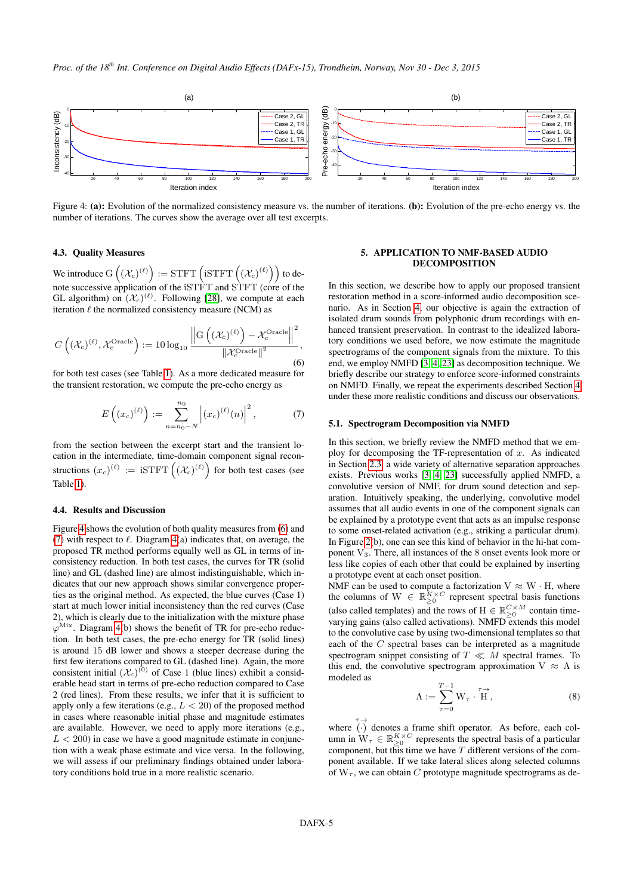Figure 4: **(a):** Evolution of the normalized consistency measure vs. the number of iterations. **(b):** Evolution of the pre-echo energy vs. the number of iterations. The curves show the average over all test excerpts.

### 4.3. Quality Measures

We introduce $\mathrm{G}\left((\mathcal{X}_c)^{(\ell)}\right) := \mathrm{STFT}\left(\mathrm{iSTFT}\left((\mathcal{X}_c)^{(\ell)}\right)\right)$ to denote successive application of the iSTFT and STFT (core of the GL algorithm) on $(\mathcal{X}_c)^{(\ell)}$. Following [28], we compute at each iteration $\ell$ the normalized consistency measure (NCM) as

$$C\left((\mathcal{X}_c)^{(\ell)}, \mathcal{X}_c^{\mathrm{Oracle}}\right) := 10\log_{10}\frac{\left\|\mathrm{G}\left((\mathcal{X}_c)^{(\ell)}\right) - \mathcal{X}_c^{\mathrm{Oracle}}\right\|^2}{\left\|\mathcal{X}_c^{\mathrm{Oracle}}\right\|^2}, \tag{6}$$

for both test cases (see Table 1). As a more dedicated measure for the transient restoration, we compute the pre-echo energy as

$$E\left((x_c)^{(\ell)}\right) := \sum_{n=n_0-N}^{n_0}\left|(x_c)^{(\ell)}(n)\right|^2, \tag{7}$$

from the section between the excerpt start and the transient location in the intermediate, time-domain component signal reconstructions $(x_c)^{(\ell)} := \mathrm{iSTFT}\left((\mathcal{X}_c)^{(\ell)}\right)$ for both test cases (see Table 1).

### 4.4. Results and Discussion

Figure 4 shows the evolution of both quality measures from (6) and (7) with respect to $\ell$. Diagram 4(a) indicates that, on average, the proposed TR method performs equally well as GL in terms of inconsistency reduction. In both test cases, the curves for TR (solid line) and GL (dashed line) are almost indistinguishable, which indicates that our new approach shows similar convergence properties as the original method. As expected, the blue curves (Case 1) start at much lower initial inconsistency than the red curves (Case 2), which is clearly due to the initialization with the mixture phase $\varphi^{\mathrm{Mix}}$. Diagram 4(b) shows the benefit of TR for pre-echo reduction. In both test cases, the pre-echo energy for TR (solid lines) is around 15 dB lower and shows a steeper decrease during the first few iterations compared to GL (dashed line). Again, the more consistent initial $(\mathcal{X}_c)^{(0)}$ of Case 1 (blue lines) exhibit a considerable head start in terms of pre-echo reduction compared to Case 2 (red lines). From these results, we infer that it is sufficient to apply only a few iterations (e.g., $L < 20$) of the proposed method in cases where reasonable initial phase and magnitude estimates are available. However, we need to apply more iterations (e.g., $L < 200$) in case we have a good magnitude estimate in conjunction with a weak phase estimate and vice versa. In the following, we will assess if our preliminary findings obtained under laboratory conditions hold true in a more realistic scenario.

## 5. APPLICATION TO NMF-BASED AUDIO DECOMPOSITION

In this section, we describe how to apply our proposed transient restoration method in a score-informed audio decomposition scenario. As in Section 4, our objective is again the extraction of isolated drum sounds from polyphonic drum recordings with enhanced transient preservation. In contrast to the idealized laboratory conditions we used before, we now estimate the magnitude spectrograms of the component signals from the mixture. To this end, we employ NMFD [3, 4, 23] as decomposition technique. We briefly describe our strategy to enforce score-informed constraints on NMFD. Finally, we repeat the experiments described Section 4 under these more realistic conditions and discuss our observations.

### 5.1. Spectrogram Decomposition via NMFD

In this section, we briefly review the NMFD method that we employ for decomposing the TF-representation of $x$. As indicated in Section 2.3, a wide variety of alternative separation approaches exists. Previous works [3, 4, 23] successfully applied NMFD, a convolutive version of NMF, for drum sound detection and separation. Intuitively speaking, the underlying, convolutive model assumes that all audio events in one of the component signals can be explained by a prototype event that acts as an impulse response to some onset-related activation (e.g., striking a particular drum). In Figure 2(b), one can see this kind of behavior in the hi-hat component $\mathrm{V}_3$. There, all instances of the 8 onset events look more or less like copies of each other that could be explained by inserting a prototype event at each onset position.

NMF can be used to compute a factorization $\mathrm{V} \approx \mathrm{W} \cdot \mathrm{H}$, where the columns of $\mathrm{W} \in \mathbb{R}_{\geq 0}^{K\times C}$ represent spectral basis functions (also called templates) and the rows of $\mathrm{H} \in \mathbb{R}_{\geq 0}^{C\times M}$ contain time-varying gains (also called activations). NMFD extends this model to the convolutive case by using two-dimensional templates so that each of the $C$ spectral bases can be interpreted as a magnitude spectrogram snippet consisting of $T \ll M$ spectral frames. To this end, the convolutive spectrogram approximation $\mathrm{V} \approx \Lambda$ is modeled as

$$\Lambda := \sum_{\tau=0}^{T-1} \mathrm{W}_\tau \cdot \overset{\tau\rightarrow}{\mathrm{H}}, \tag{8}$$

where $\overset{\tau\rightarrow}{(\cdot)}$ denotes a frame shift operator. As before, each column in $\mathrm{W}_\tau \in \mathbb{R}_{\geq 0}^{K\times C}$ represents the spectral basis of a particular component, but this time we have $T$ different versions of the component available. If we take lateral slices along selected columns of $\mathrm{W}_\tau$, we can obtain $C$ prototype magnitude spectrograms as de-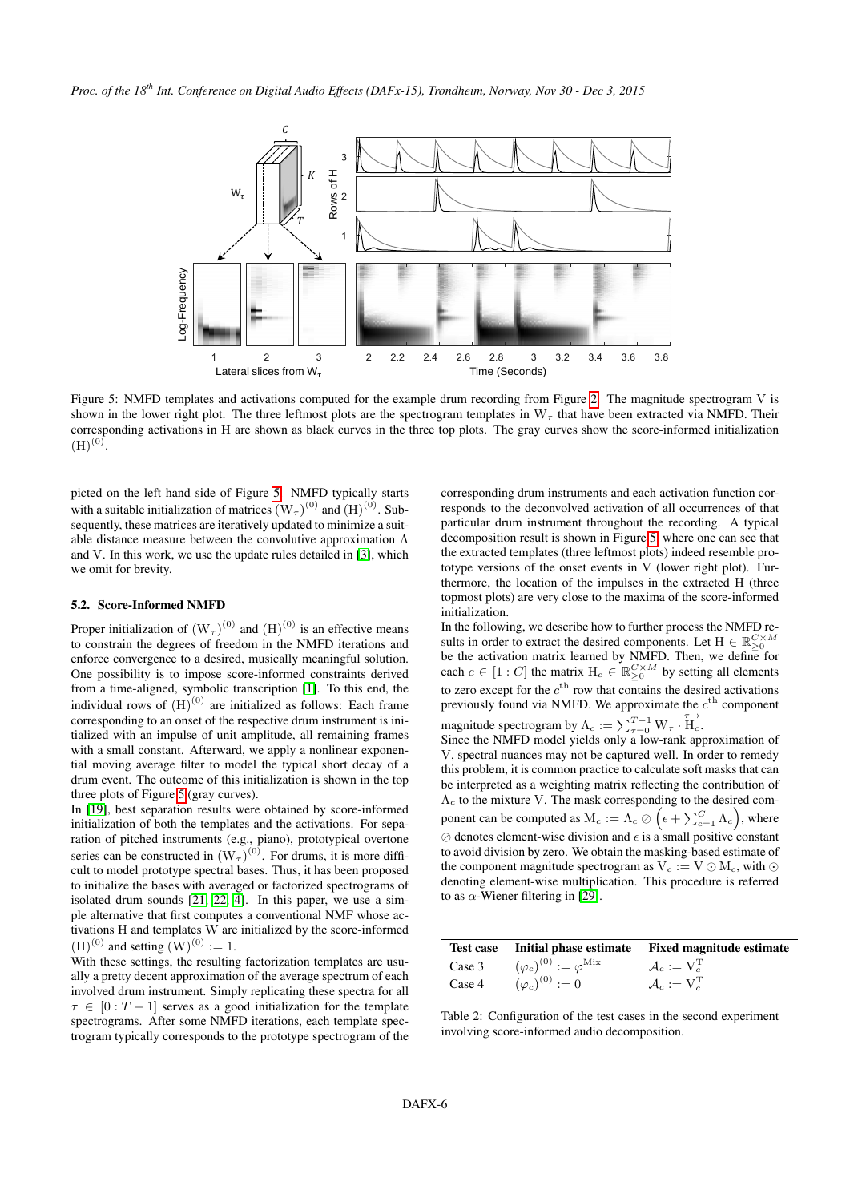Figure 5: NMFD templates and activations computed for the example drum recording from Figure 2. The magnitude spectrogram V is shown in the lower right plot. The three leftmost plots are the spectrogram templates in $W_\tau$ that have been extracted via NMFD. Their corresponding activations in H are shown as black curves in the three top plots. The gray curves show the score-informed initialization $(H)^{(0)}$.

picted on the left hand side of Figure 5. NMFD typically starts with a suitable initialization of matrices $(W_\tau)^{(0)}$ and $(H)^{(0)}$. Subsequently, these matrices are iteratively updated to minimize a suitable distance measure between the convolutive approximation $\Lambda$ and V. In this work, we use the update rules detailed in [3], which we omit for brevity.

### 5.2. Score-Informed NMFD

Proper initialization of $(W_\tau)^{(0)}$ and $(H)^{(0)}$ is an effective means to constrain the degrees of freedom in the NMFD iterations and enforce convergence to a desired, musically meaningful solution. One possibility is to impose score-informed constraints derived from a time-aligned, symbolic transcription [1]. To this end, the individual rows of $(H)^{(0)}$ are initialized as follows: Each frame corresponding to an onset of the respective drum instrument is initialized with an impulse of unit amplitude, all remaining frames with a small constant. Afterward, we apply a nonlinear exponential moving average filter to model the typical short decay of a drum event. The outcome of this initialization is shown in the top three plots of Figure 5 (gray curves).

In [19], best separation results were obtained by score-informed initialization of both the templates and the activations. For separation of pitched instruments (e.g., piano), prototypical overtone series can be constructed in $(W_\tau)^{(0)}$. For drums, it is more difficult to model prototype spectral bases. Thus, it has been proposed to initialize the bases with averaged or factorized spectrograms of isolated drum sounds [21, 22, 4]. In this paper, we use a simple alternative that first computes a conventional NMF whose activations H and templates W are initialized by the score-informed $(H)^{(0)}$ and setting $(W)^{(0)} := 1$.

With these settings, the resulting factorization templates are usually a pretty decent approximation of the average spectrum of each involved drum instrument. Simply replicating these spectra for all $\tau \in [0 : T-1]$ serves as a good initialization for the template spectrograms. After some NMFD iterations, each template spectrogram typically corresponds to the prototype spectrogram of the corresponding drum instruments and each activation function corresponds to the deconvolved activation of all occurrences of that particular drum instrument throughout the recording. A typical decomposition result is shown in Figure 5, where one can see that the extracted templates (three leftmost plots) indeed resemble prototype versions of the onset events in V (lower right plot). Furthermore, the location of the impulses in the extracted H (three topmost plots) are very close to the maxima of the score-informed initialization.

In the following, we describe how to further process the NMFD results in order to extract the desired components. Let $H \in \mathbb{R}_{\geq 0}^{C \times M}$ be the activation matrix learned by NMFD. Then, we define for each $c \in [1 : C]$ the matrix $H_c \in \mathbb{R}_{\geq 0}^{C \times M}$ by setting all elements to zero except for the $c^{\text{th}}$ row that contains the desired activations previously found via NMFD. We approximate the $c^{\text{th}}$ component magnitude spectrogram by $\Lambda_c := \sum_{\tau=0}^{T-1} W_\tau \cdot \overset{\tau\rightarrow}{H_c}$.

Since the NMFD model yields only a low-rank approximation of V, spectral nuances may not be captured well. In order to remedy this problem, it is common practice to calculate soft masks that can be interpreted as a weighting matrix reflecting the contribution of $\Lambda_c$ to the mixture V. The mask corresponding to the desired component can be computed as $M_c := \Lambda_c \oslash \left(\epsilon + \sum_{c=1}^{C} \Lambda_c\right)$, where $\oslash$ denotes element-wise division and $\epsilon$ is a small positive constant to avoid division by zero. We obtain the masking-based estimate of the component magnitude spectrogram as $V_c := V \odot M_c$, with $\odot$ denoting element-wise multiplication. This procedure is referred to as $\alpha$-Wiener filtering in [29].

| Test case | Initial phase estimate | Fixed magnitude estimate |
|---|---|---|
| Case 3 | $(\varphi_c)^{(0)} := \varphi^{\text{Mix}}$ | $\mathcal{A}_c := V_c^{\text{T}}$ |
| Case 4 | $(\varphi_c)^{(0)} := 0$ | $\mathcal{A}_c := V_c^{\text{T}}$ |

Table 2: Configuration of the test cases in the second experiment involving score-informed audio decomposition.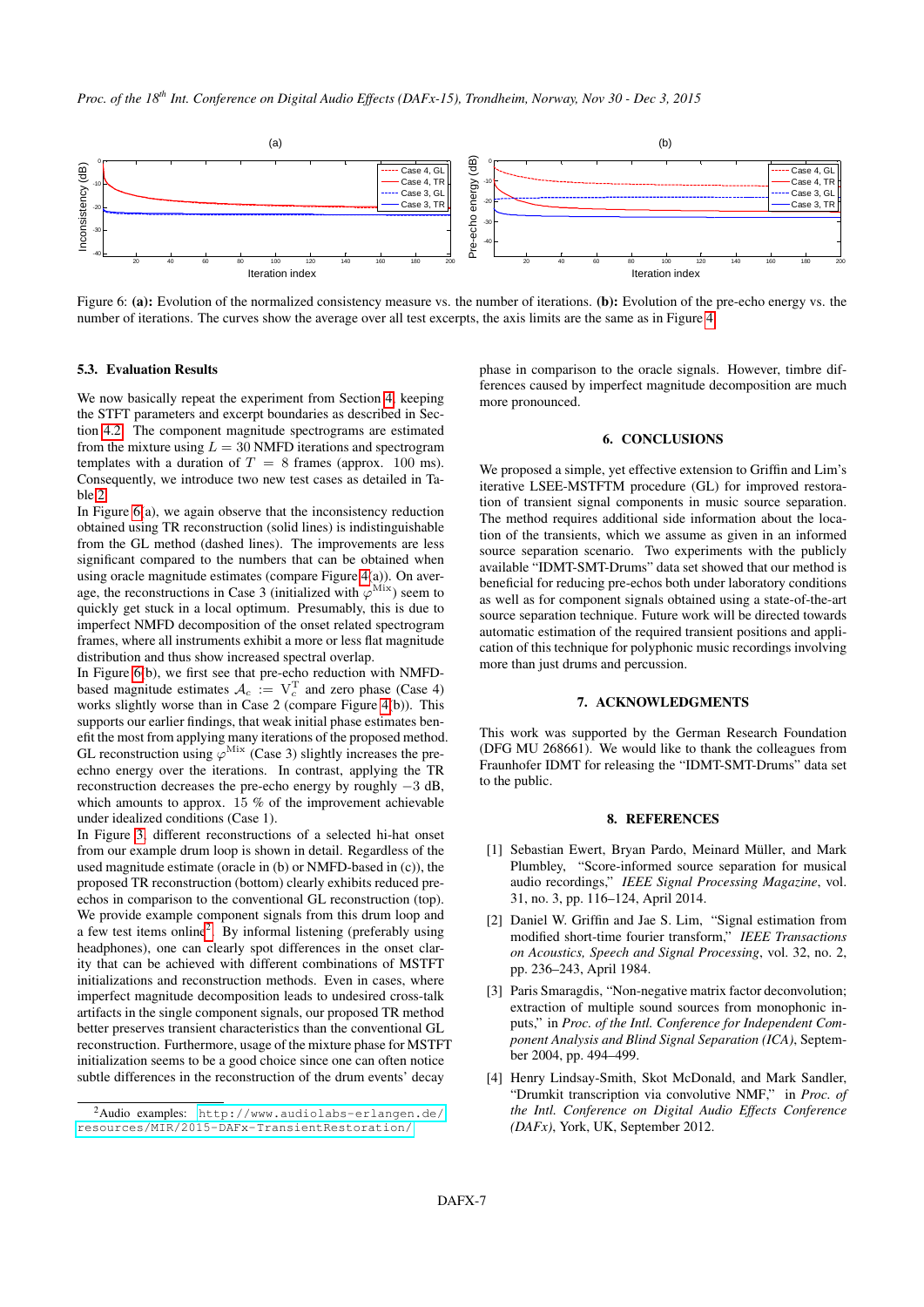Figure 6: **(a):** Evolution of the normalized consistency measure vs. the number of iterations. **(b):** Evolution of the pre-echo energy vs. the number of iterations. The curves show the average over all test excerpts, the axis limits are the same as in Figure 4.

### 5.3. Evaluation Results

We now basically repeat the experiment from Section 4, keeping the STFT parameters and excerpt boundaries as described in Section 4.2. The component magnitude spectrograms are estimated from the mixture using $L = 30$ NMFD iterations and spectrogram templates with a duration of $T = 8$ frames (approx. 100 ms). Consequently, we introduce two new test cases as detailed in Table 2.

In Figure 6(a), we again observe that the inconsistency reduction obtained using TR reconstruction (solid lines) is indistinguishable from the GL method (dashed lines). The improvements are less significant compared to the numbers that can be obtained when using oracle magnitude estimates (compare Figure 4(a)). On average, the reconstructions in Case 3 (initialized with $\varphi^{\text{Mix}}$) seem to quickly get stuck in a local optimum. Presumably, this is due to imperfect NMFD decomposition of the onset related spectrogram frames, where all instruments exhibit a more or less flat magnitude distribution and thus show increased spectral overlap.

In Figure 6(b), we first see that pre-echo reduction with NMFD-based magnitude estimates $\mathcal{A}_c := \mathrm{V}_c^{\mathrm{T}}$ and zero phase (Case 4) works slightly worse than in Case 2 (compare Figure 4(b)). This supports our earlier findings, that weak initial phase estimates benefit the most from applying many iterations of the proposed method. GL reconstruction using $\varphi^{\text{Mix}}$ (Case 3) slightly increases the pre-echo energy over the iterations. In contrast, applying the TR reconstruction decreases the pre-echo energy by roughly $-3$ dB, which amounts to approx. 15 % of the improvement achievable under idealized conditions (Case 1).

In Figure 3, different reconstructions of a selected hi-hat onset from our example drum loop is shown in detail. Regardless of the used magnitude estimate (oracle in (b) or NMFD-based in (c)), the proposed TR reconstruction (bottom) clearly exhibits reduced pre-echos in comparison to the conventional GL reconstruction (top). We provide example component signals from this drum loop and a few test items online[2]. By informal listening (preferably using headphones), one can clearly spot differences in the onset clarity that can be achieved with different combinations of MSTFT initializations and reconstruction methods. Even in cases, where imperfect magnitude decomposition leads to undesired cross-talk artifacts in the single component signals, our proposed TR method better preserves transient characteristics than the conventional GL reconstruction. Furthermore, usage of the mixture phase for MSTFT initialization seems to be a good choice since one can often notice subtle differences in the reconstruction of the drum events' decay phase in comparison to the oracle signals. However, timbre differences caused by imperfect magnitude decomposition are much more pronounced.

[2] Audio examples: http://www.audiolabs-erlangen.de/resources/MIR/2015-DAFx-TransientRestoration/

## 6. CONCLUSIONS

We proposed a simple, yet effective extension to Griffin and Lim's iterative LSEE-MSTFTM procedure (GL) for improved restoration of transient signal components in music source separation. The method requires additional side information about the location of the transients, which we assume as given in an informed source separation scenario. Two experiments with the publicly available "IDMT-SMT-Drums" data set showed that our method is beneficial for reducing pre-echos both under laboratory conditions as well as for component signals obtained using a state-of-the-art source separation technique. Future work will be directed towards automatic estimation of the required transient positions and application of this technique for polyphonic music recordings involving more than just drums and percussion.

## 7. ACKNOWLEDGMENTS

This work was supported by the German Research Foundation (DFG MU 268661). We would like to thank the colleagues from Fraunhofer IDMT for releasing the "IDMT-SMT-Drums" data set to the public.

## 8. REFERENCES

[1] Sebastian Ewert, Bryan Pardo, Meinard Müller, and Mark Plumbley, "Score-informed source separation for musical audio recordings," *IEEE Signal Processing Magazine*, vol. 31, no. 3, pp. 116–124, April 2014.

[2] Daniel W. Griffin and Jae S. Lim, "Signal estimation from modified short-time fourier transform," *IEEE Transactions on Acoustics, Speech and Signal Processing*, vol. 32, no. 2, pp. 236–243, April 1984.

[3] Paris Smaragdis, "Non-negative matrix factor deconvolution; extraction of multiple sound sources from monophonic inputs," in *Proc. of the Intl. Conference for Independent Component Analysis and Blind Signal Separation (ICA)*, September 2004, pp. 494–499.

[4] Henry Lindsay-Smith, Skot McDonald, and Mark Sandler, "Drumkit transcription via convolutive NMF," in *Proc. of the Intl. Conference on Digital Audio Effects Conference (DAFx)*, York, UK, September 2012.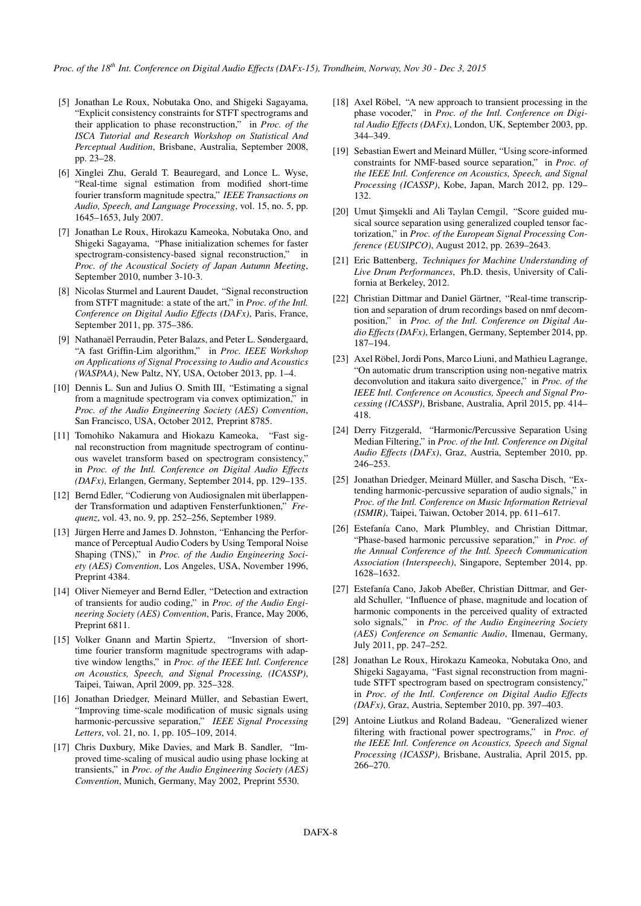[5] Jonathan Le Roux, Nobutaka Ono, and Shigeki Sagayama, "Explicit consistency constraints for STFT spectrograms and their application to phase reconstruction," in *Proc. of the ISCA Tutorial and Research Workshop on Statistical And Perceptual Audition*, Brisbane, Australia, September 2008, pp. 23–28.

[6] Xinglei Zhu, Gerald T. Beauregard, and Lonce L. Wyse, "Real-time signal estimation from modified short-time fourier transform magnitude spectra," *IEEE Transactions on Audio, Speech, and Language Processing*, vol. 15, no. 5, pp. 1645–1653, July 2007.

[7] Jonathan Le Roux, Hirokazu Kameoka, Nobutaka Ono, and Shigeki Sagayama, "Phase initialization schemes for faster spectrogram-consistency-based signal reconstruction," in *Proc. of the Acoustical Society of Japan Autumn Meeting*, September 2010, number 3-10-3.

[8] Nicolas Sturmel and Laurent Daudet, "Signal reconstruction from STFT magnitude: a state of the art," in *Proc. of the Intl. Conference on Digital Audio Effects (DAFx)*, Paris, France, September 2011, pp. 375–386.

[9] Nathanaël Perraudin, Peter Balazs, and Peter L. Søndergaard, "A fast Griffin-Lim algorithm," in *Proc. IEEE Workshop on Applications of Signal Processing to Audio and Acoustics (WASPAA)*, New Paltz, NY, USA, October 2013, pp. 1–4.

[10] Dennis L. Sun and Julius O. Smith III, "Estimating a signal from a magnitude spectrogram via convex optimization," in *Proc. of the Audio Engineering Society (AES) Convention*, San Francisco, USA, October 2012, Preprint 8785.

[11] Tomohiko Nakamura and Hiokazu Kameoka, "Fast signal reconstruction from magnitude spectrogram of continuous wavelet transform based on spectrogram consistency," in *Proc. of the Intl. Conference on Digital Audio Effects (DAFx)*, Erlangen, Germany, September 2014, pp. 129–135.

[12] Bernd Edler, "Codierung von Audiosignalen mit überlappender Transformation und adaptiven Fensterfunktionen," *Frequenz*, vol. 43, no. 9, pp. 252–256, September 1989.

[13] Jürgen Herre and James D. Johnston, "Enhancing the Performance of Perceptual Audio Coders by Using Temporal Noise Shaping (TNS)," in *Proc. of the Audio Engineering Society (AES) Convention*, Los Angeles, USA, November 1996, Preprint 4384.

[14] Oliver Niemeyer and Bernd Edler, "Detection and extraction of transients for audio coding," in *Proc. of the Audio Engineering Society (AES) Convention*, Paris, France, May 2006, Preprint 6811.

[15] Volker Gnann and Martin Spiertz, "Inversion of short-time fourier transform magnitude spectrograms with adaptive window lengths," in *Proc. of the IEEE Intl. Conference on Acoustics, Speech, and Signal Processing, (ICASSP)*, Taipei, Taiwan, April 2009, pp. 325–328.

[16] Jonathan Driedger, Meinard Müller, and Sebastian Ewert, "Improving time-scale modification of music signals using harmonic-percussive separation," *IEEE Signal Processing Letters*, vol. 21, no. 1, pp. 105–109, 2014.

[17] Chris Duxbury, Mike Davies, and Mark B. Sandler, "Improved time-scaling of musical audio using phase locking at transients," in *Proc. of the Audio Engineering Society (AES) Convention*, Munich, Germany, May 2002, Preprint 5530.

[18] Axel Röbel, "A new approach to transient processing in the phase vocoder," in *Proc. of the Intl. Conference on Digital Audio Effects (DAFx)*, London, UK, September 2003, pp. 344–349.

[19] Sebastian Ewert and Meinard Müller, "Using score-informed constraints for NMF-based source separation," in *Proc. of the IEEE Intl. Conference on Acoustics, Speech, and Signal Processing (ICASSP)*, Kobe, Japan, March 2012, pp. 129–132.

[20] Umut Şimşekli and Ali Taylan Cemgil, "Score guided musical source separation using generalized coupled tensor factorization," in *Proc. of the European Signal Processing Conference (EUSIPCO)*, August 2012, pp. 2639–2643.

[21] Eric Battenberg, *Techniques for Machine Understanding of Live Drum Performances*, Ph.D. thesis, University of California at Berkeley, 2012.

[22] Christian Dittmar and Daniel Gärtner, "Real-time transcription and separation of drum recordings based on nmf decomposition," in *Proc. of the Intl. Conference on Digital Audio Effects (DAFx)*, Erlangen, Germany, September 2014, pp. 187–194.

[23] Axel Röbel, Jordi Pons, Marco Liuni, and Mathieu Lagrange, "On automatic drum transcription using non-negative matrix deconvolution and itakura saito divergence," in *Proc. of the IEEE Intl. Conference on Acoustics, Speech and Signal Processing (ICASSP)*, Brisbane, Australia, April 2015, pp. 414–418.

[24] Derry Fitzgerald, "Harmonic/Percussive Separation Using Median Filtering," in *Proc. of the Intl. Conference on Digital Audio Effects (DAFx)*, Graz, Austria, September 2010, pp. 246–253.

[25] Jonathan Driedger, Meinard Müller, and Sascha Disch, "Extending harmonic-percussive separation of audio signals," in *Proc. of the Intl. Conference on Music Information Retrieval (ISMIR)*, Taipei, Taiwan, October 2014, pp. 611–617.

[26] Estefanía Cano, Mark Plumbley, and Christian Dittmar, "Phase-based harmonic percussive separation," in *Proc. of the Annual Conference of the Intl. Speech Communication Association (Interspeech)*, Singapore, September 2014, pp. 1628–1632.

[27] Estefanía Cano, Jakob Abeßer, Christian Dittmar, and Gerald Schuller, "Influence of phase, magnitude and location of harmonic components in the perceived quality of extracted solo signals," in *Proc. of the Audio Engineering Society (AES) Conference on Semantic Audio*, Ilmenau, Germany, July 2011, pp. 247–252.

[28] Jonathan Le Roux, Hirokazu Kameoka, Nobutaka Ono, and Shigeki Sagayama, "Fast signal reconstruction from magnitude STFT spectrogram based on spectrogram consistency," in *Proc. of the Intl. Conference on Digital Audio Effects (DAFx)*, Graz, Austria, September 2010, pp. 397–403.

[29] Antoine Liutkus and Roland Badeau, "Generalized wiener filtering with fractional power spectrograms," in *Proc. of the IEEE Intl. Conference on Acoustics, Speech and Signal Processing (ICASSP)*, Brisbane, Australia, April 2015, pp. 266–270.